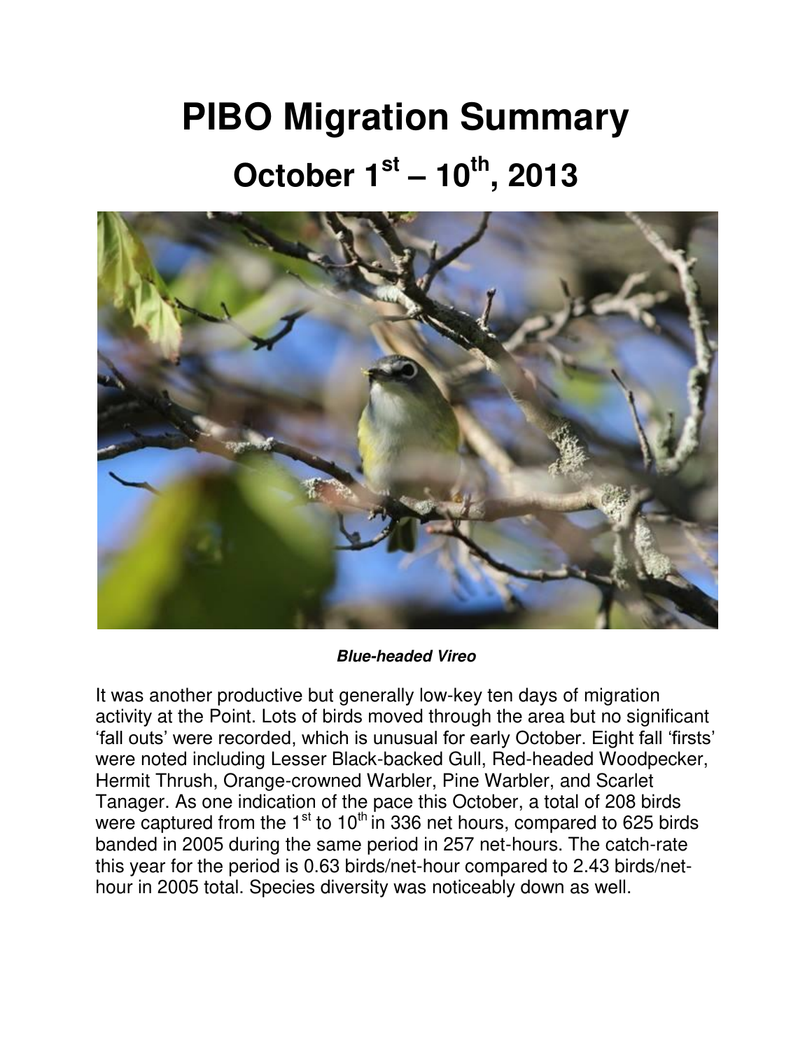# PIBO Migration Summary

## October 1st – 10th, 2013

***Blue-headed Vireo***

It was another productive but generally low-key ten days of migration activity at the Point. Lots of birds moved through the area but no significant 'fall outs' were recorded, which is unusual for early October. Eight fall 'firsts' were noted including Lesser Black-backed Gull, Red-headed Woodpecker, Hermit Thrush, Orange-crowned Warbler, Pine Warbler, and Scarlet Tanager. As one indication of the pace this October, a total of 208 birds were captured from the 1st to 10th in 336 net hours, compared to 625 birds banded in 2005 during the same period in 257 net-hours. The catch-rate this year for the period is 0.63 birds/net-hour compared to 2.43 birds/net-hour in 2005 total. Species diversity was noticeably down as well.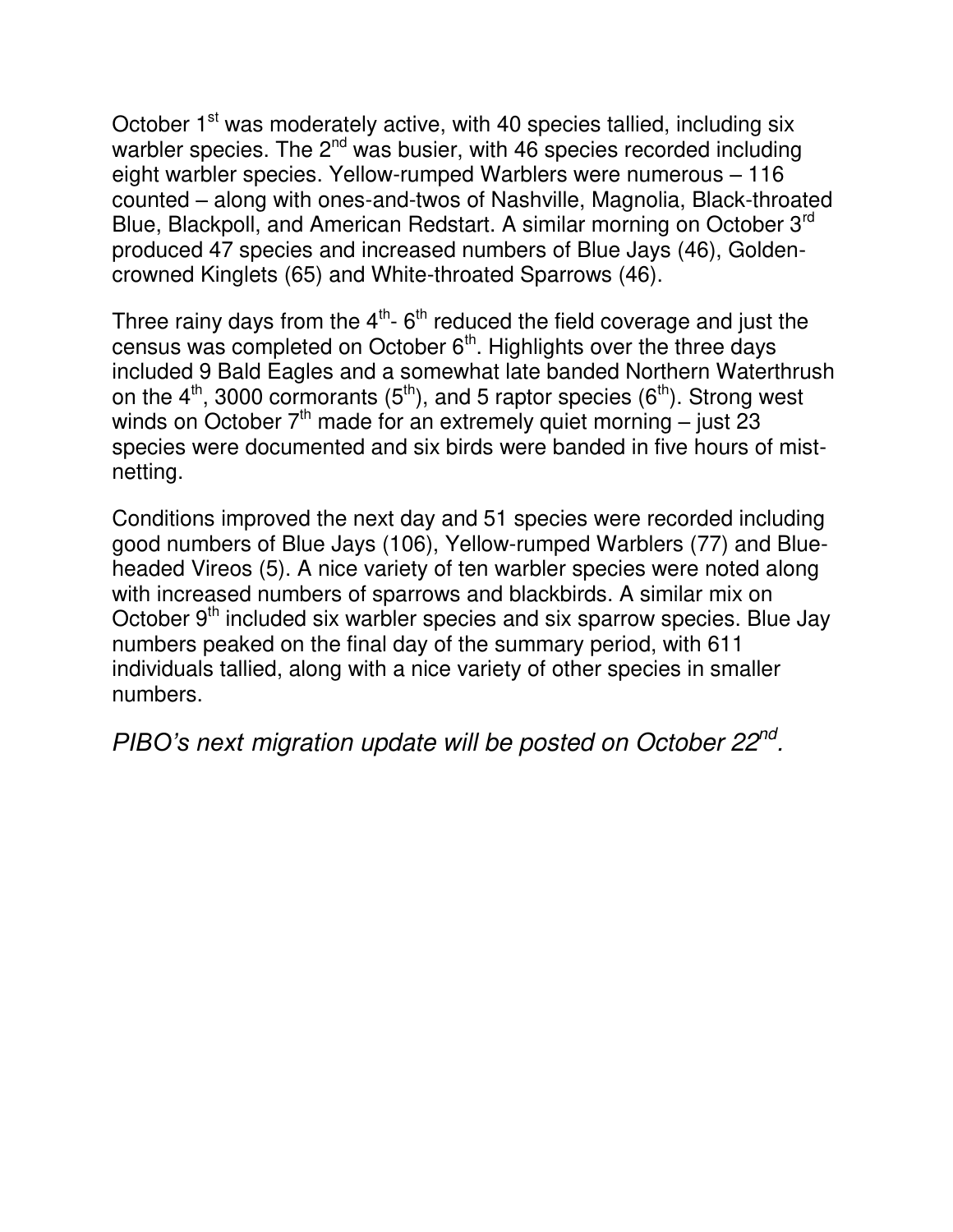October 1st was moderately active, with 40 species tallied, including six warbler species. The 2nd was busier, with 46 species recorded including eight warbler species. Yellow-rumped Warblers were numerous – 116 counted – along with ones-and-twos of Nashville, Magnolia, Black-throated Blue, Blackpoll, and American Redstart. A similar morning on October 3rd produced 47 species and increased numbers of Blue Jays (46), Golden-crowned Kinglets (65) and White-throated Sparrows (46).

Three rainy days from the 4th- 6th reduced the field coverage and just the census was completed on October 6th. Highlights over the three days included 9 Bald Eagles and a somewhat late banded Northern Waterthrush on the 4th, 3000 cormorants (5th), and 5 raptor species (6th). Strong west winds on October 7th made for an extremely quiet morning – just 23 species were documented and six birds were banded in five hours of mist-netting.

Conditions improved the next day and 51 species were recorded including good numbers of Blue Jays (106), Yellow-rumped Warblers (77) and Blue-headed Vireos (5). A nice variety of ten warbler species were noted along with increased numbers of sparrows and blackbirds. A similar mix on October 9th included six warbler species and six sparrow species. Blue Jay numbers peaked on the final day of the summary period, with 611 individuals tallied, along with a nice variety of other species in smaller numbers.

*PIBO's next migration update will be posted on October 22nd.*